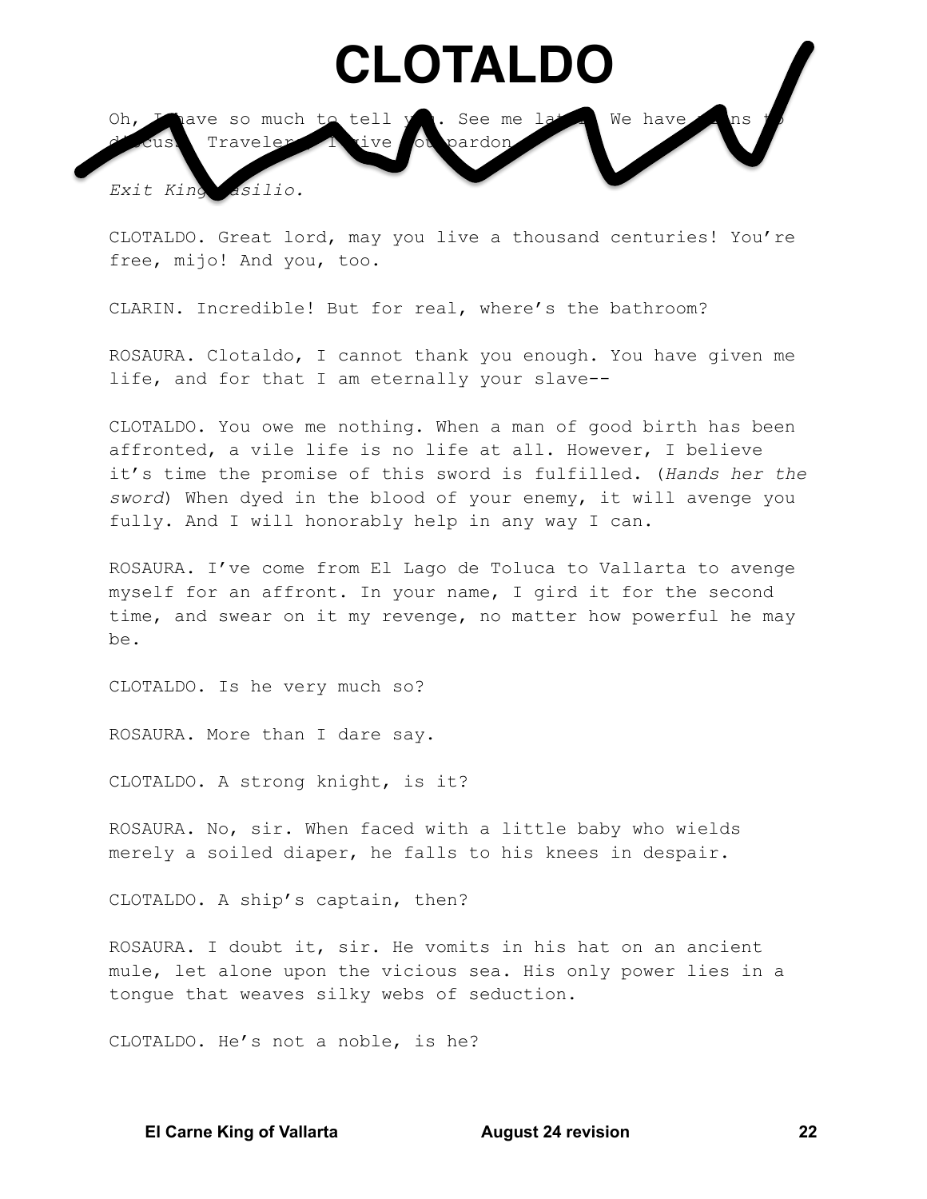# CLOTALDO

Oh, I have so much to tell you. See me later. We have plans to discuss. Travelers, I give you pardon.

*Exit King Basilio.*

CLOTALDO. Great lord, may you live a thousand centuries! You're free, mijo! And you, too.

CLARIN. Incredible! But for real, where's the bathroom?

ROSAURA. Clotaldo, I cannot thank you enough. You have given me life, and for that I am eternally your slave--

CLOTALDO. You owe me nothing. When a man of good birth has been affronted, a vile life is no life at all. However, I believe it's time the promise of this sword is fulfilled. (*Hands her the sword*) When dyed in the blood of your enemy, it will avenge you fully. And I will honorably help in any way I can.

ROSAURA. I've come from El Lago de Toluca to Vallarta to avenge myself for an affront. In your name, I gird it for the second time, and swear on it my revenge, no matter how powerful he may be.

CLOTALDO. Is he very much so?

ROSAURA. More than I dare say.

CLOTALDO. A strong knight, is it?

ROSAURA. No, sir. When faced with a little baby who wields merely a soiled diaper, he falls to his knees in despair.

CLOTALDO. A ship's captain, then?

ROSAURA. I doubt it, sir. He vomits in his hat on an ancient mule, let alone upon the vicious sea. His only power lies in a tongue that weaves silky webs of seduction.

CLOTALDO. He's not a noble, is he?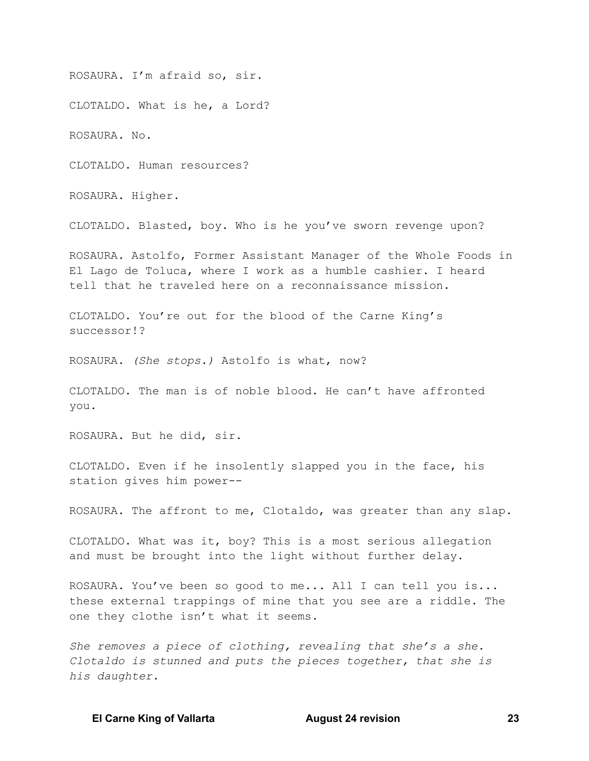ROSAURA. I'm afraid so, sir.

CLOTALDO. What is he, a Lord?

ROSAURA. No.

CLOTALDO. Human resources?

ROSAURA. Higher.

CLOTALDO. Blasted, boy. Who is he you've sworn revenge upon?

ROSAURA. Astolfo, Former Assistant Manager of the Whole Foods in El Lago de Toluca, where I work as a humble cashier. I heard tell that he traveled here on a reconnaissance mission.

CLOTALDO. You're out for the blood of the Carne King's successor!?

ROSAURA. *(She stops.)* Astolfo is what, now?

CLOTALDO. The man is of noble blood. He can't have affronted you.

ROSAURA. But he did, sir.

CLOTALDO. Even if he insolently slapped you in the face, his station gives him power--

ROSAURA. The affront to me, Clotaldo, was greater than any slap.

CLOTALDO. What was it, boy? This is a most serious allegation and must be brought into the light without further delay.

ROSAURA. You've been so good to me... All I can tell you is... these external trappings of mine that you see are a riddle. The one they clothe isn't what it seems.

*She removes a piece of clothing, revealing that she's a she. Clotaldo is stunned and puts the pieces together, that she is his daughter.*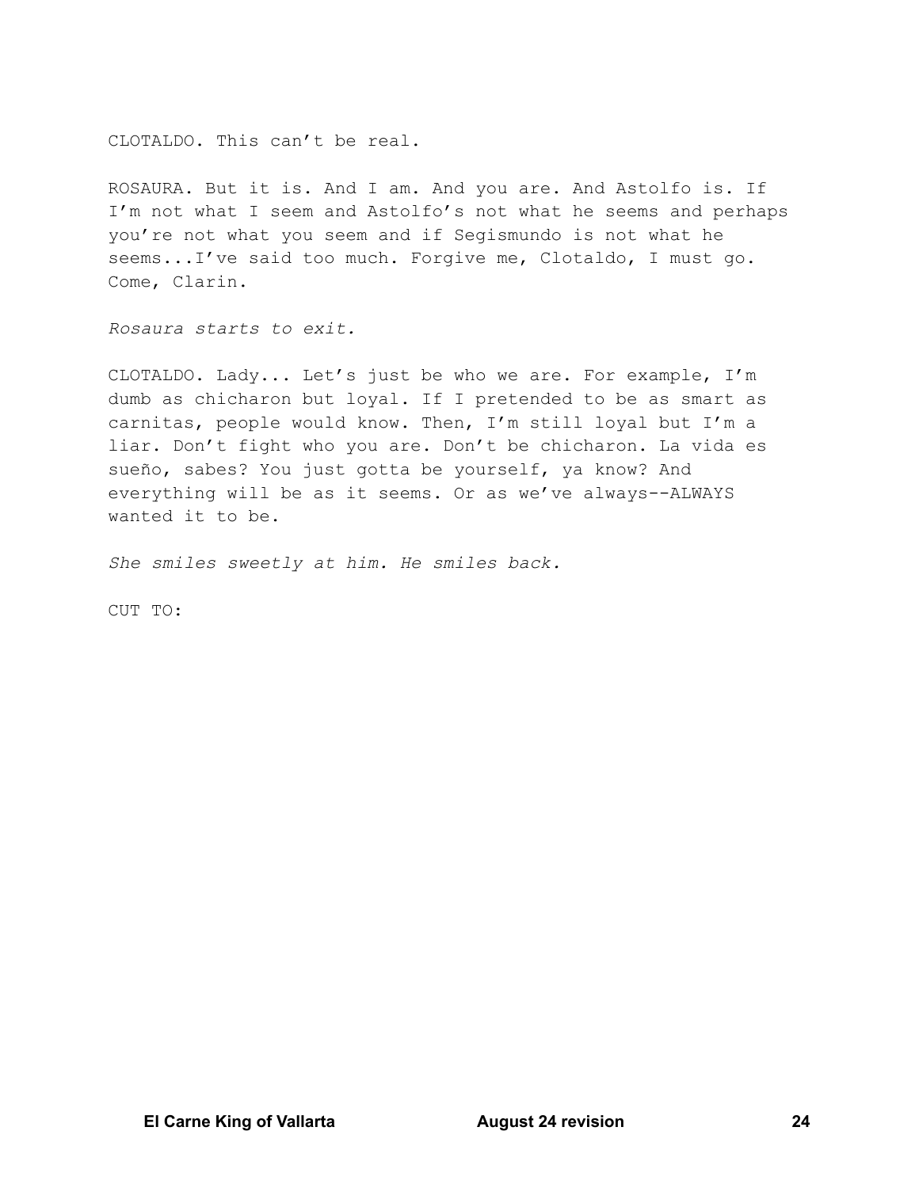CLOTALDO. This can't be real.

ROSAURA. But it is. And I am. And you are. And Astolfo is. If I'm not what I seem and Astolfo's not what he seems and perhaps you're not what you seem and if Segismundo is not what he seems...I've said too much. Forgive me, Clotaldo, I must go. Come, Clarin.

*Rosaura starts to exit.*

CLOTALDO. Lady... Let's just be who we are. For example, I'm dumb as chicharon but loyal. If I pretended to be as smart as carnitas, people would know. Then, I'm still loyal but I'm a liar. Don't fight who you are. Don't be chicharon. La vida es sueño, sabes? You just gotta be yourself, ya know? And everything will be as it seems. Or as we've always--ALWAYS wanted it to be.

*She smiles sweetly at him. He smiles back.*

CUT TO: